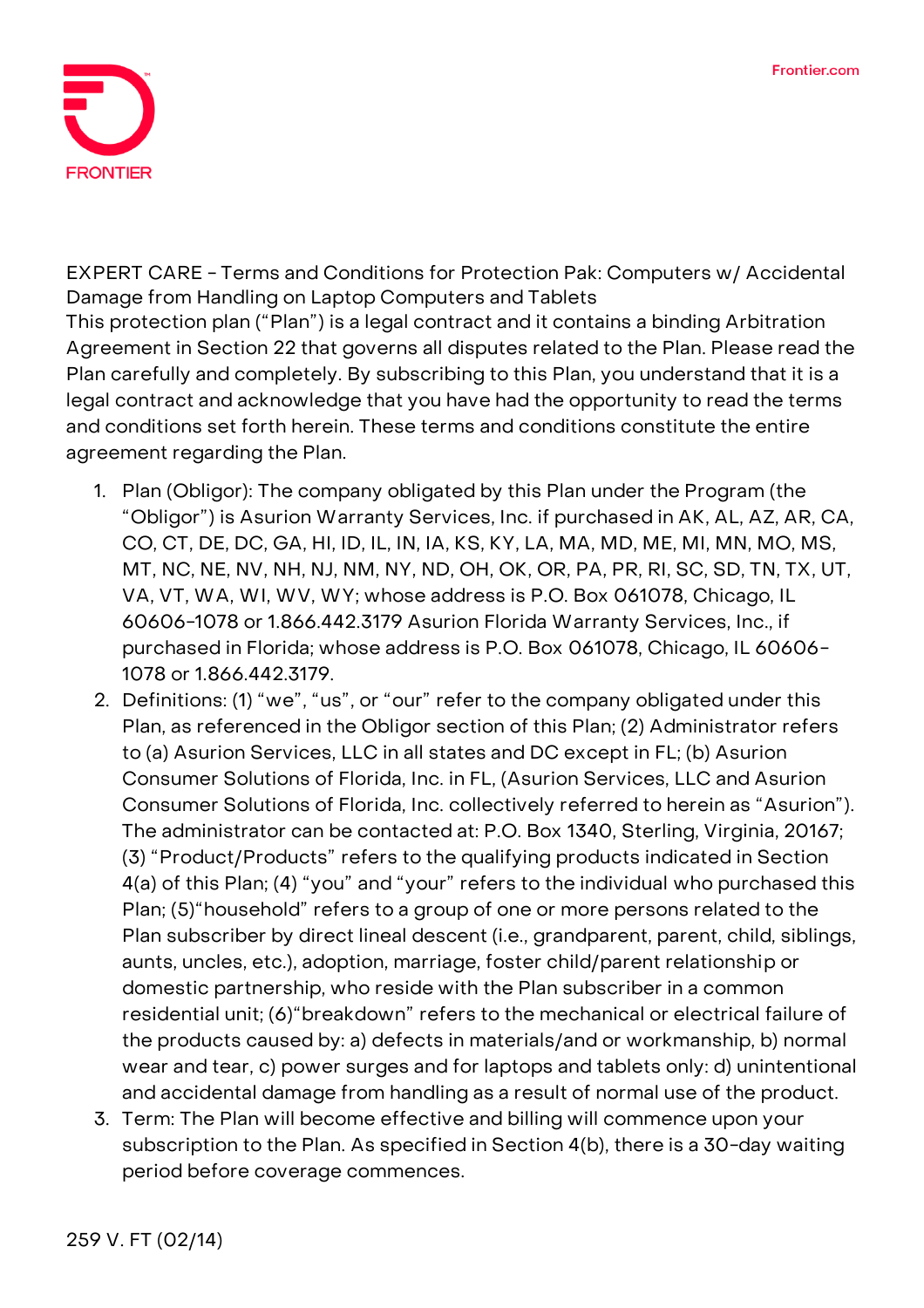EXPERT CARE - Terms and Conditions for Protection Pak: Computers w/ Accidental Damage from Handling on Laptop Computers and Tablets

This protection plan ("Plan") is a legal contract and it contains a binding Arbitration Agreement in Section 22 that governs all disputes related to the Plan. Please read the Plan carefully and completely. By subscribing to this Plan, you understand that it is a legal contract and acknowledge that you have had the opportunity to read the terms and conditions set forth herein. These terms and conditions constitute the entire agreement regarding the Plan.

1. Plan (Obligor): The company obligated by this Plan under the Program (the "Obligor") is Asurion Warranty Services, Inc. if purchased in AK, AL, AZ, AR, CA, CO, CT, DE, DC, GA, HI, ID, IL, IN, IA, KS, KY, LA, MA, MD, ME, MI, MN, MO, MS, MT, NC, NE, NV, NH, NJ, NM, NY, ND, OH, OK, OR, PA, PR, RI, SC, SD, TN, TX, UT, VA, VT, WA, WI, WV, WY; whose address is P.O. Box 061078, Chicago, IL 60606-1078 or 1.866.442.3179 Asurion Florida Warranty Services, Inc., if purchased in Florida; whose address is P.O. Box 061078, Chicago, IL 60606-1078 or 1.866.442.3179.
2. Definitions: (1) "we", "us", or "our" refer to the company obligated under this Plan, as referenced in the Obligor section of this Plan; (2) Administrator refers to (a) Asurion Services, LLC in all states and DC except in FL; (b) Asurion Consumer Solutions of Florida, Inc. in FL, (Asurion Services, LLC and Asurion Consumer Solutions of Florida, Inc. collectively referred to herein as "Asurion"). The administrator can be contacted at: P.O. Box 1340, Sterling, Virginia, 20167; (3) "Product/Products" refers to the qualifying products indicated in Section 4(a) of this Plan; (4) "you" and "your" refers to the individual who purchased this Plan; (5)"household" refers to a group of one or more persons related to the Plan subscriber by direct lineal descent (i.e., grandparent, parent, child, siblings, aunts, uncles, etc.), adoption, marriage, foster child/parent relationship or domestic partnership, who reside with the Plan subscriber in a common residential unit; (6)"breakdown" refers to the mechanical or electrical failure of the products caused by: a) defects in materials/and or workmanship, b) normal wear and tear, c) power surges and for laptops and tablets only: d) unintentional and accidental damage from handling as a result of normal use of the product.
3. Term: The Plan will become effective and billing will commence upon your subscription to the Plan. As specified in Section 4(b), there is a 30-day waiting period before coverage commences.

259 V. FT (02/14)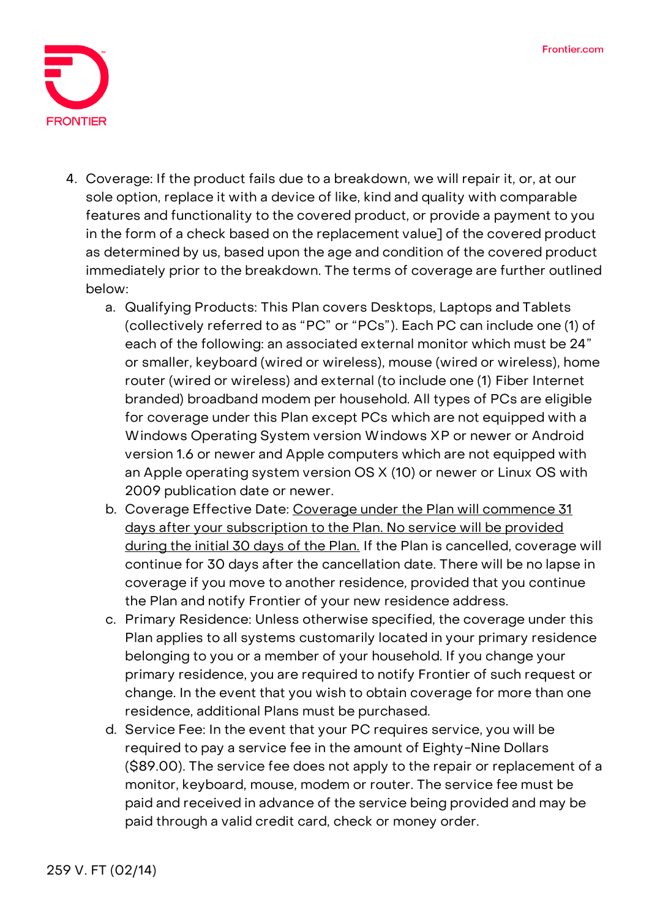4. Coverage: If the product fails due to a breakdown, we will repair it, or, at our sole option, replace it with a device of like, kind and quality with comparable features and functionality to the covered product, or provide a payment to you in the form of a check based on the replacement value] of the covered product as determined by us, based upon the age and condition of the covered product immediately prior to the breakdown. The terms of coverage are further outlined below:
    a. Qualifying Products: This Plan covers Desktops, Laptops and Tablets (collectively referred to as "PC" or "PCs"). Each PC can include one (1) of each of the following: an associated external monitor which must be 24" or smaller, keyboard (wired or wireless), mouse (wired or wireless), home router (wired or wireless) and external (to include one (1) Fiber Internet branded) broadband modem per household. All types of PCs are eligible for coverage under this Plan except PCs which are not equipped with a Windows Operating System version Windows XP or newer or Android version 1.6 or newer and Apple computers which are not equipped with an Apple operating system version OS X (10) or newer or Linux OS with 2009 publication date or newer.
    b. Coverage Effective Date: <u>Coverage under the Plan will commence 31 days after your subscription to the Plan. No service will be provided during the initial 30 days of the Plan.</u> If the Plan is cancelled, coverage will continue for 30 days after the cancellation date. There will be no lapse in coverage if you move to another residence, provided that you continue the Plan and notify Frontier of your new residence address.
    c. Primary Residence: Unless otherwise specified, the coverage under this Plan applies to all systems customarily located in your primary residence belonging to you or a member of your household. If you change your primary residence, you are required to notify Frontier of such request or change. In the event that you wish to obtain coverage for more than one residence, additional Plans must be purchased.
    d. Service Fee: In the event that your PC requires service, you will be required to pay a service fee in the amount of Eighty-Nine Dollars ($89.00). The service fee does not apply to the repair or replacement of a monitor, keyboard, mouse, modem or router. The service fee must be paid and received in advance of the service being provided and may be paid through a valid credit card, check or money order.

259 V. FT (02/14)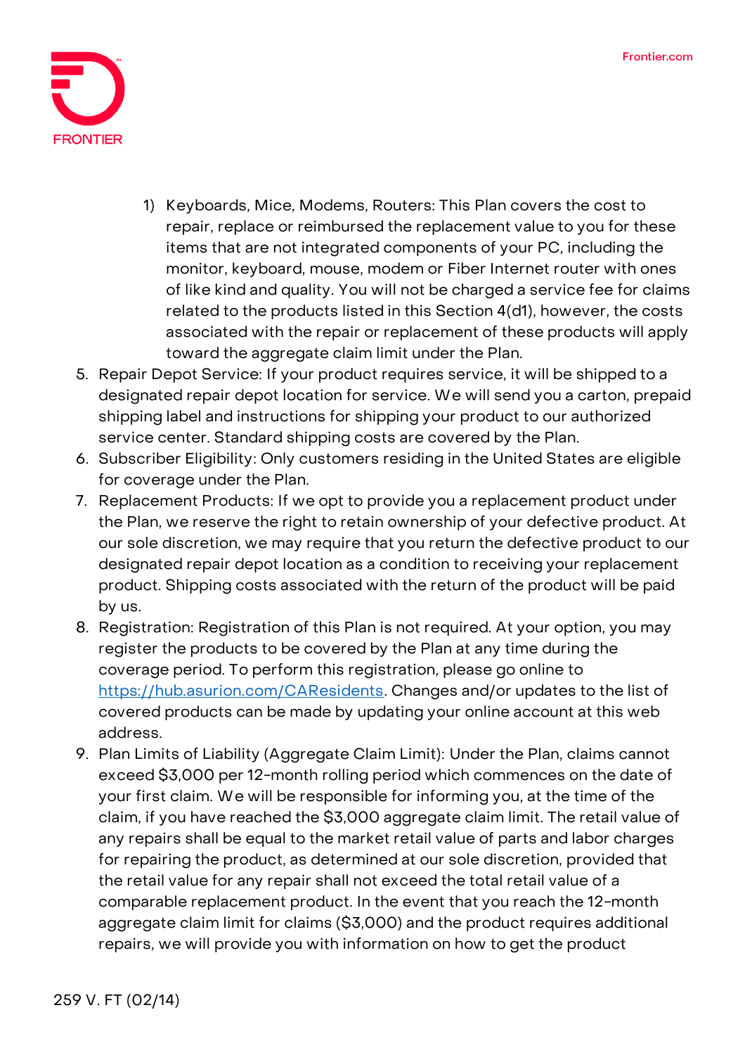1) Keyboards, Mice, Modems, Routers: This Plan covers the cost to repair, replace or reimbursed the replacement value to you for these items that are not integrated components of your PC, including the monitor, keyboard, mouse, modem or Fiber Internet router with ones of like kind and quality. You will not be charged a service fee for claims related to the products listed in this Section 4(d1), however, the costs associated with the repair or replacement of these products will apply toward the aggregate claim limit under the Plan.

5. Repair Depot Service: If your product requires service, it will be shipped to a designated repair depot location for service. We will send you a carton, prepaid shipping label and instructions for shipping your product to our authorized service center. Standard shipping costs are covered by the Plan.
6. Subscriber Eligibility: Only customers residing in the United States are eligible for coverage under the Plan.
7. Replacement Products: If we opt to provide you a replacement product under the Plan, we reserve the right to retain ownership of your defective product. At our sole discretion, we may require that you return the defective product to our designated repair depot location as a condition to receiving your replacement product. Shipping costs associated with the return of the product will be paid by us.
8. Registration: Registration of this Plan is not required. At your option, you may register the products to be covered by the Plan at any time during the coverage period. To perform this registration, please go online to [https://hub.asurion.com/CAResidents](https://hub.asurion.com/CAResidents). Changes and/or updates to the list of covered products can be made by updating your online account at this web address.
9. Plan Limits of Liability (Aggregate Claim Limit): Under the Plan, claims cannot exceed $3,000 per 12-month rolling period which commences on the date of your first claim. We will be responsible for informing you, at the time of the claim, if you have reached the $3,000 aggregate claim limit. The retail value of any repairs shall be equal to the market retail value of parts and labor charges for repairing the product, as determined at our sole discretion, provided that the retail value for any repair shall not exceed the total retail value of a comparable replacement product. In the event that you reach the 12-month aggregate claim limit for claims ($3,000) and the product requires additional repairs, we will provide you with information on how to get the product

259 V. FT (02/14)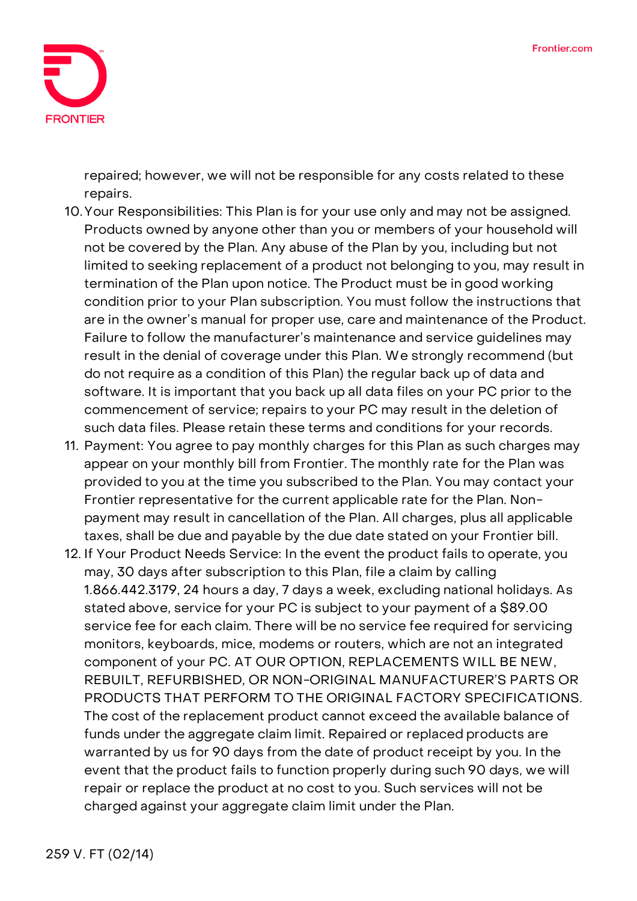repaired; however, we will not be responsible for any costs related to these repairs.

10. Your Responsibilities: This Plan is for your use only and may not be assigned. Products owned by anyone other than you or members of your household will not be covered by the Plan. Any abuse of the Plan by you, including but not limited to seeking replacement of a product not belonging to you, may result in termination of the Plan upon notice. The Product must be in good working condition prior to your Plan subscription. You must follow the instructions that are in the owner's manual for proper use, care and maintenance of the Product. Failure to follow the manufacturer's maintenance and service guidelines may result in the denial of coverage under this Plan. We strongly recommend (but do not require as a condition of this Plan) the regular back up of data and software. It is important that you back up all data files on your PC prior to the commencement of service; repairs to your PC may result in the deletion of such data files. Please retain these terms and conditions for your records.
11. Payment: You agree to pay monthly charges for this Plan as such charges may appear on your monthly bill from Frontier. The monthly rate for the Plan was provided to you at the time you subscribed to the Plan. You may contact your Frontier representative for the current applicable rate for the Plan. Non-payment may result in cancellation of the Plan. All charges, plus all applicable taxes, shall be due and payable by the due date stated on your Frontier bill.
12. If Your Product Needs Service: In the event the product fails to operate, you may, 30 days after subscription to this Plan, file a claim by calling 1.866.442.3179, 24 hours a day, 7 days a week, excluding national holidays. As stated above, service for your PC is subject to your payment of a $89.00 service fee for each claim. There will be no service fee required for servicing monitors, keyboards, mice, modems or routers, which are not an integrated component of your PC. AT OUR OPTION, REPLACEMENTS WILL BE NEW, REBUILT, REFURBISHED, OR NON-ORIGINAL MANUFACTURER'S PARTS OR PRODUCTS THAT PERFORM TO THE ORIGINAL FACTORY SPECIFICATIONS. The cost of the replacement product cannot exceed the available balance of funds under the aggregate claim limit. Repaired or replaced products are warranted by us for 90 days from the date of product receipt by you. In the event that the product fails to function properly during such 90 days, we will repair or replace the product at no cost to you. Such services will not be charged against your aggregate claim limit under the Plan.

259 V. FT (02/14)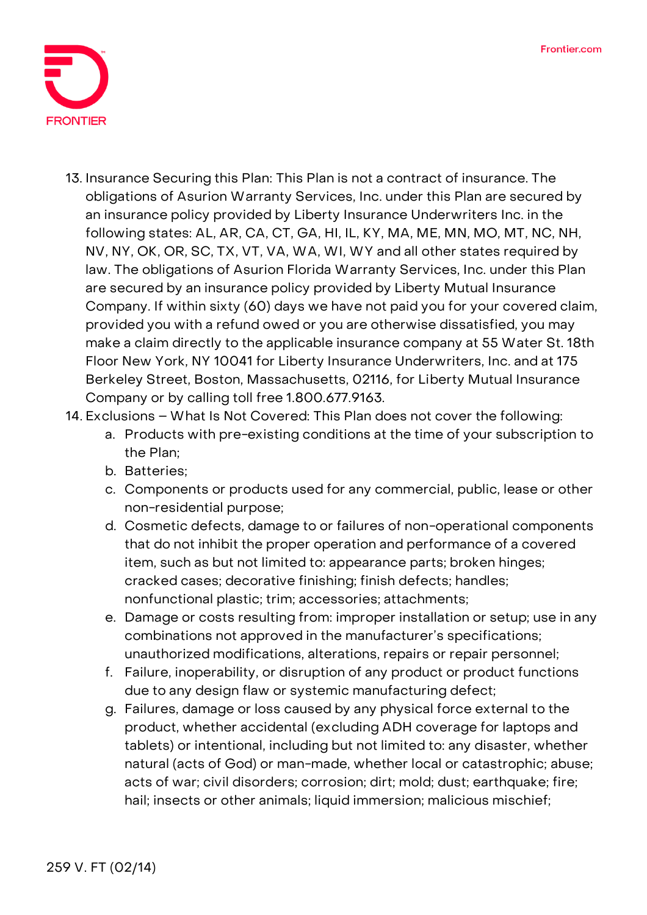13. Insurance Securing this Plan: This Plan is not a contract of insurance. The obligations of Asurion Warranty Services, Inc. under this Plan are secured by an insurance policy provided by Liberty Insurance Underwriters Inc. in the following states: AL, AR, CA, CT, GA, HI, IL, KY, MA, ME, MN, MO, MT, NC, NH, NV, NY, OK, OR, SC, TX, VT, VA, WA, WI, WY and all other states required by law. The obligations of Asurion Florida Warranty Services, Inc. under this Plan are secured by an insurance policy provided by Liberty Mutual Insurance Company. If within sixty (60) days we have not paid you for your covered claim, provided you with a refund owed or you are otherwise dissatisfied, you may make a claim directly to the applicable insurance company at 55 Water St. 18th Floor New York, NY 10041 for Liberty Insurance Underwriters, Inc. and at 175 Berkeley Street, Boston, Massachusetts, 02116, for Liberty Mutual Insurance Company or by calling toll free 1.800.677.9163.
14. Exclusions – What Is Not Covered: This Plan does not cover the following:
    a. Products with pre-existing conditions at the time of your subscription to the Plan;
    b. Batteries;
    c. Components or products used for any commercial, public, lease or other non-residential purpose;
    d. Cosmetic defects, damage to or failures of non-operational components that do not inhibit the proper operation and performance of a covered item, such as but not limited to: appearance parts; broken hinges; cracked cases; decorative finishing; finish defects; handles; nonfunctional plastic; trim; accessories; attachments;
    e. Damage or costs resulting from: improper installation or setup; use in any combinations not approved in the manufacturer's specifications; unauthorized modifications, alterations, repairs or repair personnel;
    f. Failure, inoperability, or disruption of any product or product functions due to any design flaw or systemic manufacturing defect;
    g. Failures, damage or loss caused by any physical force external to the product, whether accidental (excluding ADH coverage for laptops and tablets) or intentional, including but not limited to: any disaster, whether natural (acts of God) or man-made, whether local or catastrophic; abuse; acts of war; civil disorders; corrosion; dirt; mold; dust; earthquake; fire; hail; insects or other animals; liquid immersion; malicious mischief;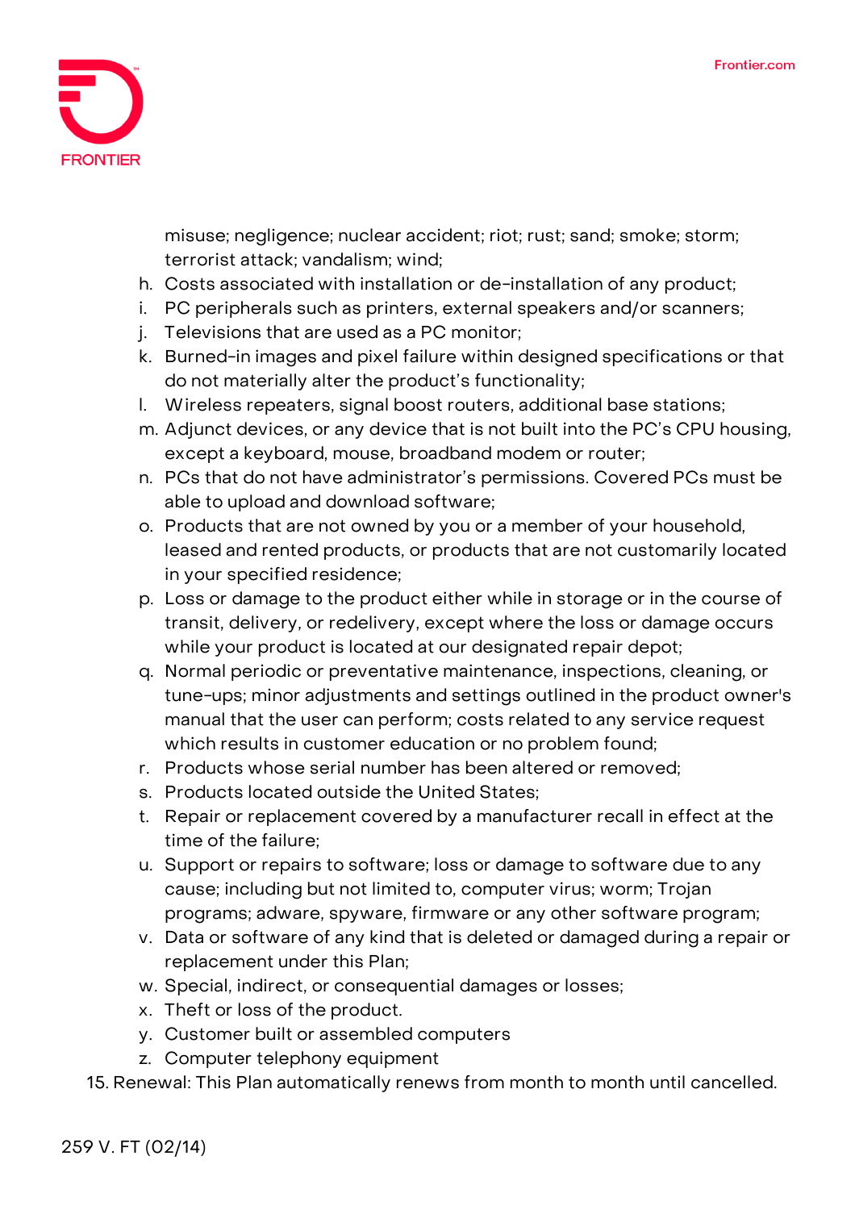misuse; negligence; nuclear accident; riot; rust; sand; smoke; storm; terrorist attack; vandalism; wind;

h. Costs associated with installation or de-installation of any product;
i. PC peripherals such as printers, external speakers and/or scanners;
j. Televisions that are used as a PC monitor;
k. Burned-in images and pixel failure within designed specifications or that do not materially alter the product's functionality;
l. Wireless repeaters, signal boost routers, additional base stations;
m. Adjunct devices, or any device that is not built into the PC's CPU housing, except a keyboard, mouse, broadband modem or router;
n. PCs that do not have administrator's permissions. Covered PCs must be able to upload and download software;
o. Products that are not owned by you or a member of your household, leased and rented products, or products that are not customarily located in your specified residence;
p. Loss or damage to the product either while in storage or in the course of transit, delivery, or redelivery, except where the loss or damage occurs while your product is located at our designated repair depot;
q. Normal periodic or preventative maintenance, inspections, cleaning, or tune-ups; minor adjustments and settings outlined in the product owner's manual that the user can perform; costs related to any service request which results in customer education or no problem found;
r. Products whose serial number has been altered or removed;
s. Products located outside the United States;
t. Repair or replacement covered by a manufacturer recall in effect at the time of the failure;
u. Support or repairs to software; loss or damage to software due to any cause; including but not limited to, computer virus; worm; Trojan programs; adware, spyware, firmware or any other software program;
v. Data or software of any kind that is deleted or damaged during a repair or replacement under this Plan;
w. Special, indirect, or consequential damages or losses;
x. Theft or loss of the product.
y. Customer built or assembled computers
z. Computer telephony equipment

15. Renewal: This Plan automatically renews from month to month until cancelled.

259 V. FT (02/14)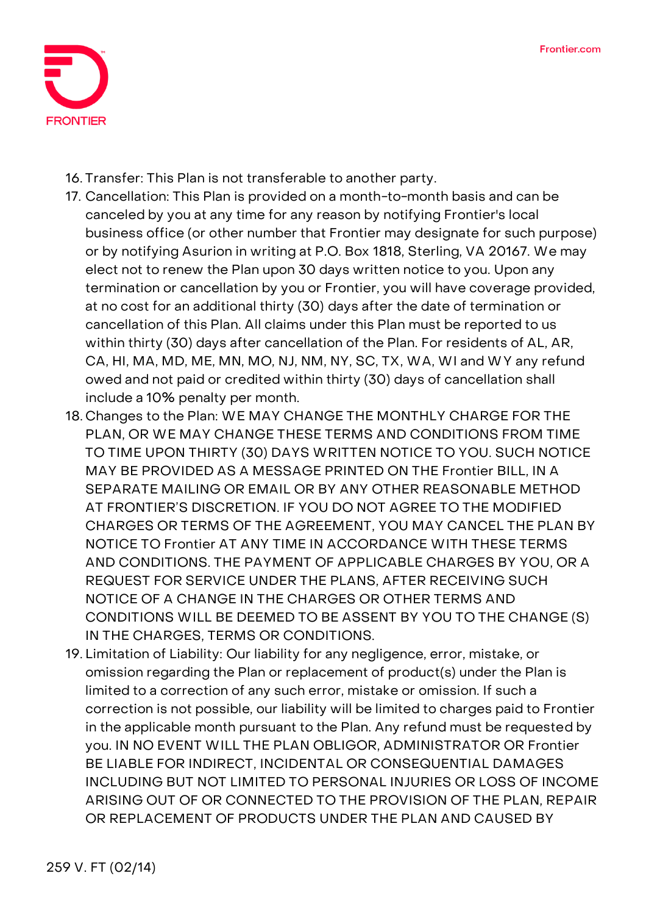16. Transfer: This Plan is not transferable to another party.
17. Cancellation: This Plan is provided on a month-to-month basis and can be canceled by you at any time for any reason by notifying Frontier's local business office (or other number that Frontier may designate for such purpose) or by notifying Asurion in writing at P.O. Box 1818, Sterling, VA 20167. We may elect not to renew the Plan upon 30 days written notice to you. Upon any termination or cancellation by you or Frontier, you will have coverage provided, at no cost for an additional thirty (30) days after the date of termination or cancellation of this Plan. All claims under this Plan must be reported to us within thirty (30) days after cancellation of the Plan. For residents of AL, AR, CA, HI, MA, MD, ME, MN, MO, NJ, NM, NY, SC, TX, WA, WI and WY any refund owed and not paid or credited within thirty (30) days of cancellation shall include a 10% penalty per month.
18. Changes to the Plan: WE MAY CHANGE THE MONTHLY CHARGE FOR THE PLAN, OR WE MAY CHANGE THESE TERMS AND CONDITIONS FROM TIME TO TIME UPON THIRTY (30) DAYS WRITTEN NOTICE TO YOU. SUCH NOTICE MAY BE PROVIDED AS A MESSAGE PRINTED ON THE Frontier BILL, IN A SEPARATE MAILING OR EMAIL OR BY ANY OTHER REASONABLE METHOD AT FRONTIER'S DISCRETION. IF YOU DO NOT AGREE TO THE MODIFIED CHARGES OR TERMS OF THE AGREEMENT, YOU MAY CANCEL THE PLAN BY NOTICE TO Frontier AT ANY TIME IN ACCORDANCE WITH THESE TERMS AND CONDITIONS. THE PAYMENT OF APPLICABLE CHARGES BY YOU, OR A REQUEST FOR SERVICE UNDER THE PLANS, AFTER RECEIVING SUCH NOTICE OF A CHANGE IN THE CHARGES OR OTHER TERMS AND CONDITIONS WILL BE DEEMED TO BE ASSENT BY YOU TO THE CHANGE (S) IN THE CHARGES, TERMS OR CONDITIONS.
19. Limitation of Liability: Our liability for any negligence, error, mistake, or omission regarding the Plan or replacement of product(s) under the Plan is limited to a correction of any such error, mistake or omission. If such a correction is not possible, our liability will be limited to charges paid to Frontier in the applicable month pursuant to the Plan. Any refund must be requested by you. IN NO EVENT WILL THE PLAN OBLIGOR, ADMINISTRATOR OR Frontier BE LIABLE FOR INDIRECT, INCIDENTAL OR CONSEQUENTIAL DAMAGES INCLUDING BUT NOT LIMITED TO PERSONAL INJURIES OR LOSS OF INCOME ARISING OUT OF OR CONNECTED TO THE PROVISION OF THE PLAN, REPAIR OR REPLACEMENT OF PRODUCTS UNDER THE PLAN AND CAUSED BY

259 V. FT (02/14)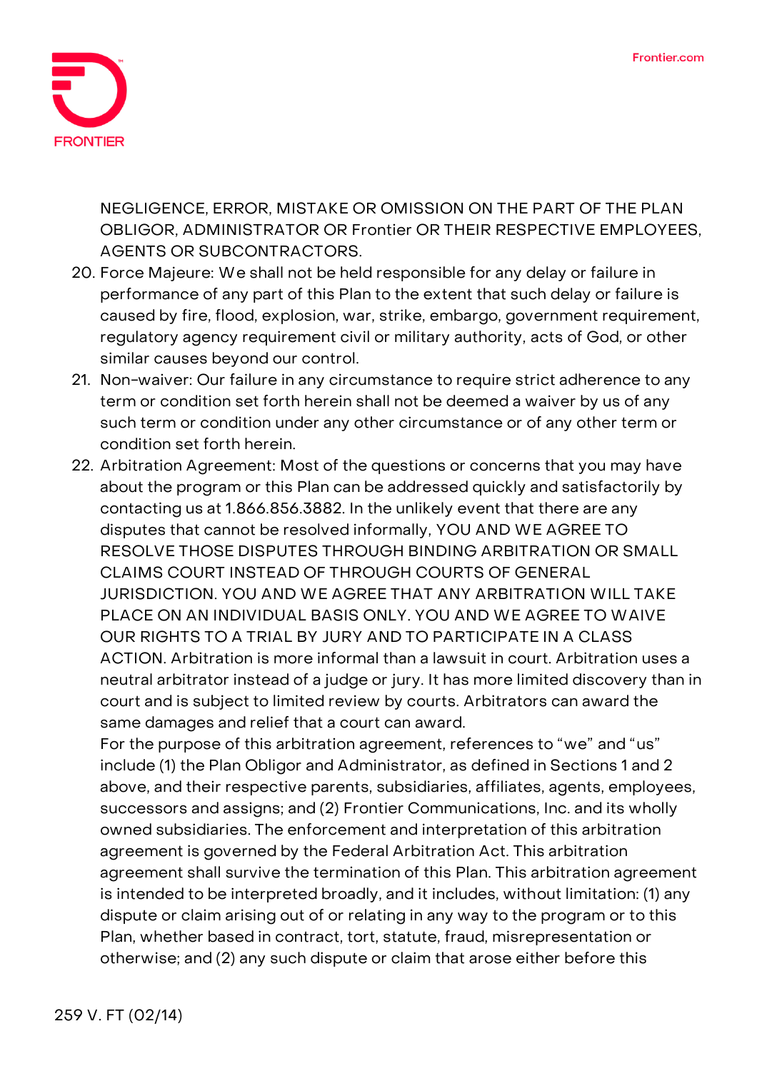NEGLIGENCE, ERROR, MISTAKE OR OMISSION ON THE PART OF THE PLAN OBLIGOR, ADMINISTRATOR OR Frontier OR THEIR RESPECTIVE EMPLOYEES, AGENTS OR SUBCONTRACTORS.

20. Force Majeure: We shall not be held responsible for any delay or failure in performance of any part of this Plan to the extent that such delay or failure is caused by fire, flood, explosion, war, strike, embargo, government requirement, regulatory agency requirement civil or military authority, acts of God, or other similar causes beyond our control.
21. Non-waiver: Our failure in any circumstance to require strict adherence to any term or condition set forth herein shall not be deemed a waiver by us of any such term or condition under any other circumstance or of any other term or condition set forth herein.
22. Arbitration Agreement: Most of the questions or concerns that you may have about the program or this Plan can be addressed quickly and satisfactorily by contacting us at 1.866.856.3882. In the unlikely event that there are any disputes that cannot be resolved informally, YOU AND WE AGREE TO RESOLVE THOSE DISPUTES THROUGH BINDING ARBITRATION OR SMALL CLAIMS COURT INSTEAD OF THROUGH COURTS OF GENERAL JURISDICTION. YOU AND WE AGREE THAT ANY ARBITRATION WILL TAKE PLACE ON AN INDIVIDUAL BASIS ONLY. YOU AND WE AGREE TO WAIVE OUR RIGHTS TO A TRIAL BY JURY AND TO PARTICIPATE IN A CLASS ACTION. Arbitration is more informal than a lawsuit in court. Arbitration uses a neutral arbitrator instead of a judge or jury. It has more limited discovery than in court and is subject to limited review by courts. Arbitrators can award the same damages and relief that a court can award.
    For the purpose of this arbitration agreement, references to "we" and "us" include (1) the Plan Obligor and Administrator, as defined in Sections 1 and 2 above, and their respective parents, subsidiaries, affiliates, agents, employees, successors and assigns; and (2) Frontier Communications, Inc. and its wholly owned subsidiaries. The enforcement and interpretation of this arbitration agreement is governed by the Federal Arbitration Act. This arbitration agreement shall survive the termination of this Plan. This arbitration agreement is intended to be interpreted broadly, and it includes, without limitation: (1) any dispute or claim arising out of or relating in any way to the program or to this Plan, whether based in contract, tort, statute, fraud, misrepresentation or otherwise; and (2) any such dispute or claim that arose either before this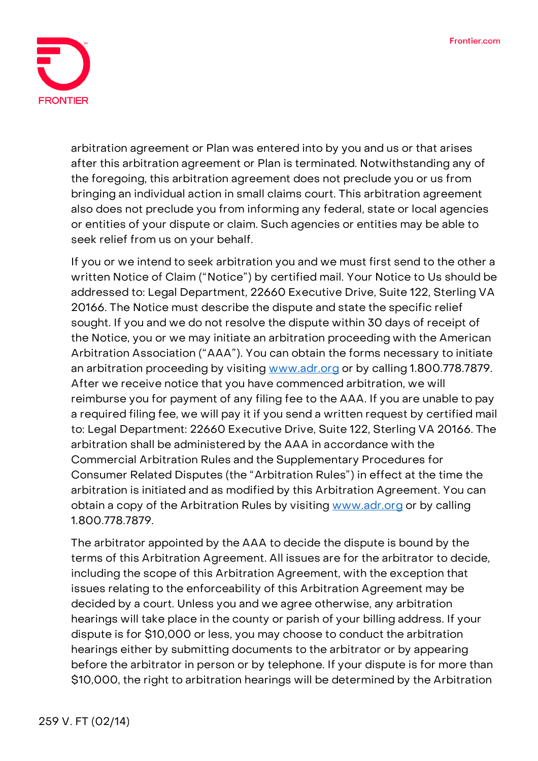arbitration agreement or Plan was entered into by you and us or that arises after this arbitration agreement or Plan is terminated. Notwithstanding any of the foregoing, this arbitration agreement does not preclude you or us from bringing an individual action in small claims court. This arbitration agreement also does not preclude you from informing any federal, state or local agencies or entities of your dispute or claim. Such agencies or entities may be able to seek relief from us on your behalf.

If you or we intend to seek arbitration you and we must first send to the other a written Notice of Claim ("Notice") by certified mail. Your Notice to Us should be addressed to: Legal Department, 22660 Executive Drive, Suite 122, Sterling VA 20166. The Notice must describe the dispute and state the specific relief sought. If you and we do not resolve the dispute within 30 days of receipt of the Notice, you or we may initiate an arbitration proceeding with the American Arbitration Association ("AAA"). You can obtain the forms necessary to initiate an arbitration proceeding by visiting [www.adr.org](http://www.adr.org) or by calling 1.800.778.7879. After we receive notice that you have commenced arbitration, we will reimburse you for payment of any filing fee to the AAA. If you are unable to pay a required filing fee, we will pay it if you send a written request by certified mail to: Legal Department: 22660 Executive Drive, Suite 122, Sterling VA 20166. The arbitration shall be administered by the AAA in accordance with the Commercial Arbitration Rules and the Supplementary Procedures for Consumer Related Disputes (the "Arbitration Rules") in effect at the time the arbitration is initiated and as modified by this Arbitration Agreement. You can obtain a copy of the Arbitration Rules by visiting [www.adr.org](http://www.adr.org) or by calling 1.800.778.7879.

The arbitrator appointed by the AAA to decide the dispute is bound by the terms of this Arbitration Agreement. All issues are for the arbitrator to decide, including the scope of this Arbitration Agreement, with the exception that issues relating to the enforceability of this Arbitration Agreement may be decided by a court. Unless you and we agree otherwise, any arbitration hearings will take place in the county or parish of your billing address. If your dispute is for $10,000 or less, you may choose to conduct the arbitration hearings either by submitting documents to the arbitrator or by appearing before the arbitrator in person or by telephone. If your dispute is for more than $10,000, the right to arbitration hearings will be determined by the Arbitration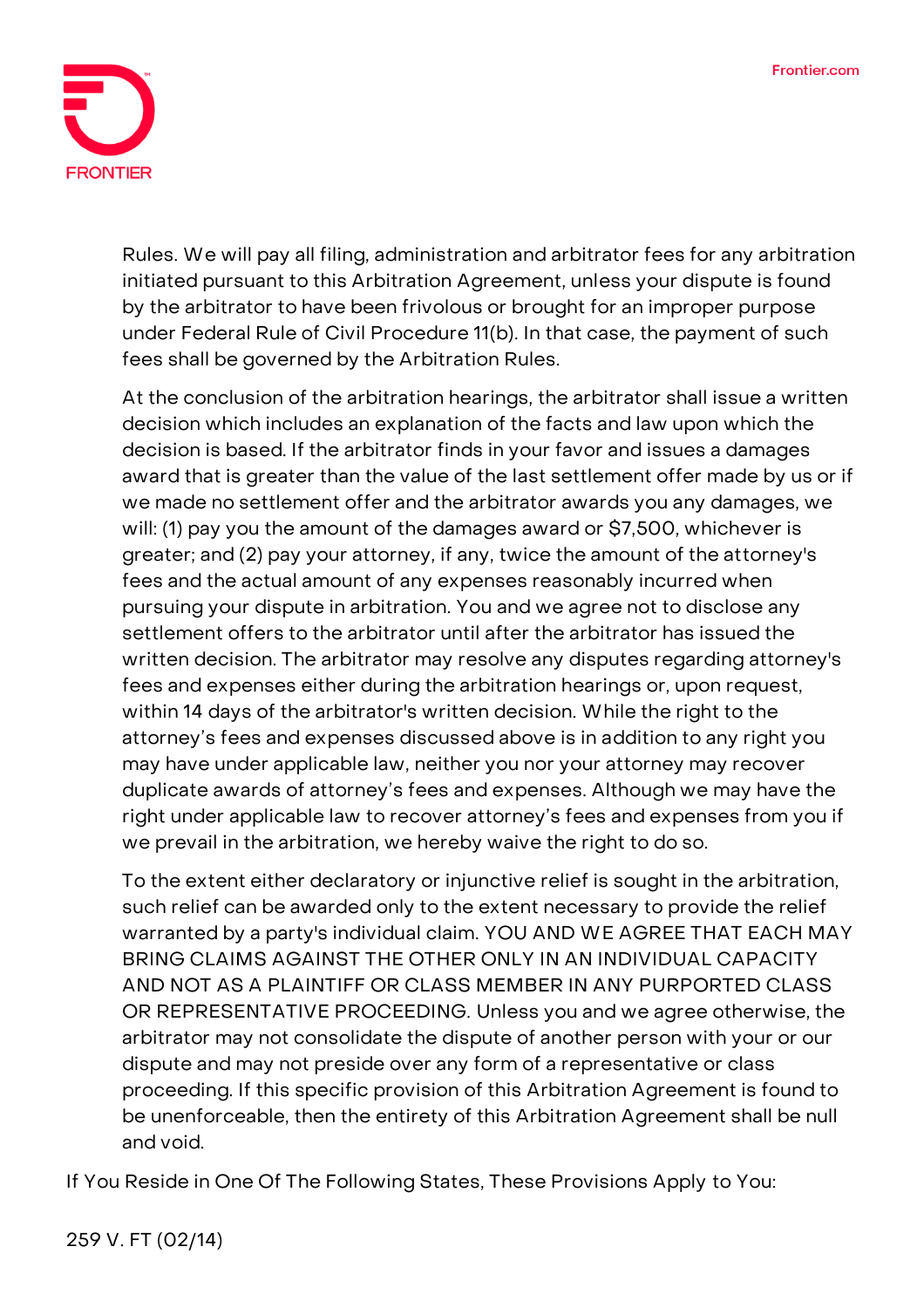Rules. We will pay all filing, administration and arbitrator fees for any arbitration initiated pursuant to this Arbitration Agreement, unless your dispute is found by the arbitrator to have been frivolous or brought for an improper purpose under Federal Rule of Civil Procedure 11(b). In that case, the payment of such fees shall be governed by the Arbitration Rules.

At the conclusion of the arbitration hearings, the arbitrator shall issue a written decision which includes an explanation of the facts and law upon which the decision is based. If the arbitrator finds in your favor and issues a damages award that is greater than the value of the last settlement offer made by us or if we made no settlement offer and the arbitrator awards you any damages, we will: (1) pay you the amount of the damages award or $7,500, whichever is greater; and (2) pay your attorney, if any, twice the amount of the attorney's fees and the actual amount of any expenses reasonably incurred when pursuing your dispute in arbitration. You and we agree not to disclose any settlement offers to the arbitrator until after the arbitrator has issued the written decision. The arbitrator may resolve any disputes regarding attorney's fees and expenses either during the arbitration hearings or, upon request, within 14 days of the arbitrator's written decision. While the right to the attorney's fees and expenses discussed above is in addition to any right you may have under applicable law, neither you nor your attorney may recover duplicate awards of attorney's fees and expenses. Although we may have the right under applicable law to recover attorney's fees and expenses from you if we prevail in the arbitration, we hereby waive the right to do so.

To the extent either declaratory or injunctive relief is sought in the arbitration, such relief can be awarded only to the extent necessary to provide the relief warranted by a party's individual claim. YOU AND WE AGREE THAT EACH MAY BRING CLAIMS AGAINST THE OTHER ONLY IN AN INDIVIDUAL CAPACITY AND NOT AS A PLAINTIFF OR CLASS MEMBER IN ANY PURPORTED CLASS OR REPRESENTATIVE PROCEEDING. Unless you and we agree otherwise, the arbitrator may not consolidate the dispute of another person with your or our dispute and may not preside over any form of a representative or class proceeding. If this specific provision of this Arbitration Agreement is found to be unenforceable, then the entirety of this Arbitration Agreement shall be null and void.

If You Reside in One Of The Following States, These Provisions Apply to You:

259 V. FT (02/14)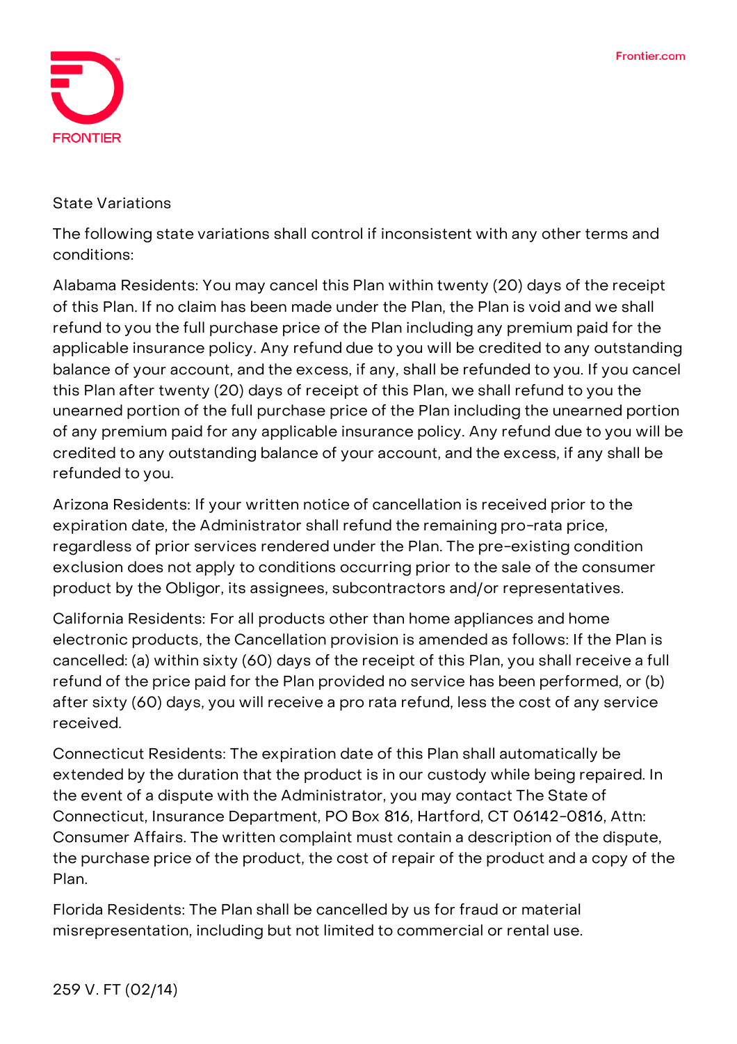## State Variations

The following state variations shall control if inconsistent with any other terms and conditions:

Alabama Residents: You may cancel this Plan within twenty (20) days of the receipt of this Plan. If no claim has been made under the Plan, the Plan is void and we shall refund to you the full purchase price of the Plan including any premium paid for the applicable insurance policy. Any refund due to you will be credited to any outstanding balance of your account, and the excess, if any, shall be refunded to you. If you cancel this Plan after twenty (20) days of receipt of this Plan, we shall refund to you the unearned portion of the full purchase price of the Plan including the unearned portion of any premium paid for any applicable insurance policy. Any refund due to you will be credited to any outstanding balance of your account, and the excess, if any shall be refunded to you.

Arizona Residents: If your written notice of cancellation is received prior to the expiration date, the Administrator shall refund the remaining pro-rata price, regardless of prior services rendered under the Plan. The pre-existing condition exclusion does not apply to conditions occurring prior to the sale of the consumer product by the Obligor, its assignees, subcontractors and/or representatives.

California Residents: For all products other than home appliances and home electronic products, the Cancellation provision is amended as follows: If the Plan is cancelled: (a) within sixty (60) days of the receipt of this Plan, you shall receive a full refund of the price paid for the Plan provided no service has been performed, or (b) after sixty (60) days, you will receive a pro rata refund, less the cost of any service received.

Connecticut Residents: The expiration date of this Plan shall automatically be extended by the duration that the product is in our custody while being repaired. In the event of a dispute with the Administrator, you may contact The State of Connecticut, Insurance Department, PO Box 816, Hartford, CT 06142-0816, Attn: Consumer Affairs. The written complaint must contain a description of the dispute, the purchase price of the product, the cost of repair of the product and a copy of the Plan.

Florida Residents: The Plan shall be cancelled by us for fraud or material misrepresentation, including but not limited to commercial or rental use.

259 V. FT (02/14)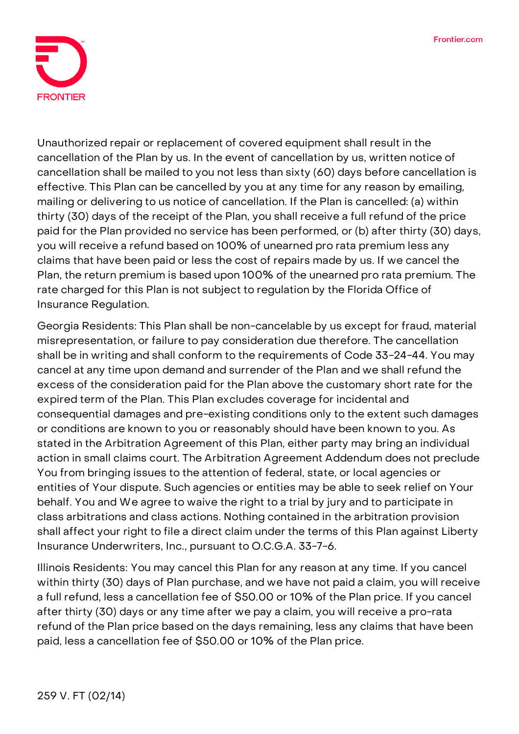Unauthorized repair or replacement of covered equipment shall result in the cancellation of the Plan by us. In the event of cancellation by us, written notice of cancellation shall be mailed to you not less than sixty (60) days before cancellation is effective. This Plan can be cancelled by you at any time for any reason by emailing, mailing or delivering to us notice of cancellation. If the Plan is cancelled: (a) within thirty (30) days of the receipt of the Plan, you shall receive a full refund of the price paid for the Plan provided no service has been performed, or (b) after thirty (30) days, you will receive a refund based on 100% of unearned pro rata premium less any claims that have been paid or less the cost of repairs made by us. If we cancel the Plan, the return premium is based upon 100% of the unearned pro rata premium. The rate charged for this Plan is not subject to regulation by the Florida Office of Insurance Regulation.

Georgia Residents: This Plan shall be non-cancelable by us except for fraud, material misrepresentation, or failure to pay consideration due therefore. The cancellation shall be in writing and shall conform to the requirements of Code 33-24-44. You may cancel at any time upon demand and surrender of the Plan and we shall refund the excess of the consideration paid for the Plan above the customary short rate for the expired term of the Plan. This Plan excludes coverage for incidental and consequential damages and pre-existing conditions only to the extent such damages or conditions are known to you or reasonably should have been known to you. As stated in the Arbitration Agreement of this Plan, either party may bring an individual action in small claims court. The Arbitration Agreement Addendum does not preclude You from bringing issues to the attention of federal, state, or local agencies or entities of Your dispute. Such agencies or entities may be able to seek relief on Your behalf. You and We agree to waive the right to a trial by jury and to participate in class arbitrations and class actions. Nothing contained in the arbitration provision shall affect your right to file a direct claim under the terms of this Plan against Liberty Insurance Underwriters, Inc., pursuant to O.C.G.A. 33-7-6.

Illinois Residents: You may cancel this Plan for any reason at any time. If you cancel within thirty (30) days of Plan purchase, and we have not paid a claim, you will receive a full refund, less a cancellation fee of $50.00 or 10% of the Plan price. If you cancel after thirty (30) days or any time after we pay a claim, you will receive a pro-rata refund of the Plan price based on the days remaining, less any claims that have been paid, less a cancellation fee of $50.00 or 10% of the Plan price.

259 V. FT (02/14)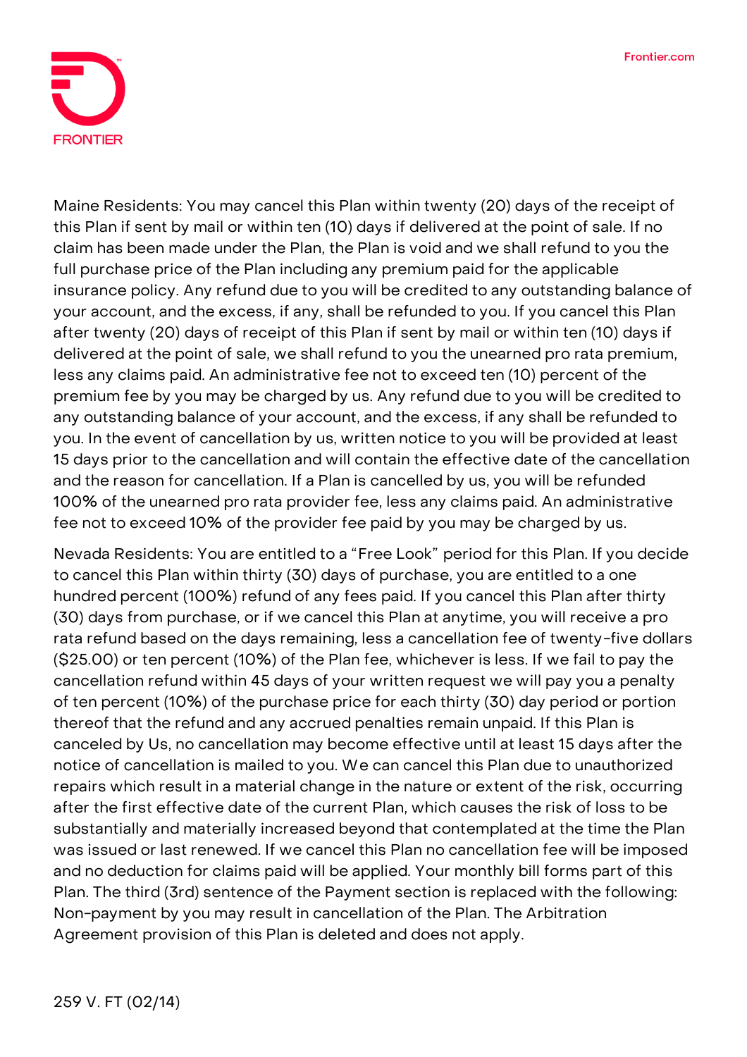Maine Residents: You may cancel this Plan within twenty (20) days of the receipt of this Plan if sent by mail or within ten (10) days if delivered at the point of sale. If no claim has been made under the Plan, the Plan is void and we shall refund to you the full purchase price of the Plan including any premium paid for the applicable insurance policy. Any refund due to you will be credited to any outstanding balance of your account, and the excess, if any, shall be refunded to you. If you cancel this Plan after twenty (20) days of receipt of this Plan if sent by mail or within ten (10) days if delivered at the point of sale, we shall refund to you the unearned pro rata premium, less any claims paid. An administrative fee not to exceed ten (10) percent of the premium fee by you may be charged by us. Any refund due to you will be credited to any outstanding balance of your account, and the excess, if any shall be refunded to you. In the event of cancellation by us, written notice to you will be provided at least 15 days prior to the cancellation and will contain the effective date of the cancellation and the reason for cancellation. If a Plan is cancelled by us, you will be refunded 100% of the unearned pro rata provider fee, less any claims paid. An administrative fee not to exceed 10% of the provider fee paid by you may be charged by us.

Nevada Residents: You are entitled to a "Free Look" period for this Plan. If you decide to cancel this Plan within thirty (30) days of purchase, you are entitled to a one hundred percent (100%) refund of any fees paid. If you cancel this Plan after thirty (30) days from purchase, or if we cancel this Plan at anytime, you will receive a pro rata refund based on the days remaining, less a cancellation fee of twenty-five dollars ($25.00) or ten percent (10%) of the Plan fee, whichever is less. If we fail to pay the cancellation refund within 45 days of your written request we will pay you a penalty of ten percent (10%) of the purchase price for each thirty (30) day period or portion thereof that the refund and any accrued penalties remain unpaid. If this Plan is canceled by Us, no cancellation may become effective until at least 15 days after the notice of cancellation is mailed to you. We can cancel this Plan due to unauthorized repairs which result in a material change in the nature or extent of the risk, occurring after the first effective date of the current Plan, which causes the risk of loss to be substantially and materially increased beyond that contemplated at the time the Plan was issued or last renewed. If we cancel this Plan no cancellation fee will be imposed and no deduction for claims paid will be applied. Your monthly bill forms part of this Plan. The third (3rd) sentence of the Payment section is replaced with the following: Non-payment by you may result in cancellation of the Plan. The Arbitration Agreement provision of this Plan is deleted and does not apply.

259 V. FT (02/14)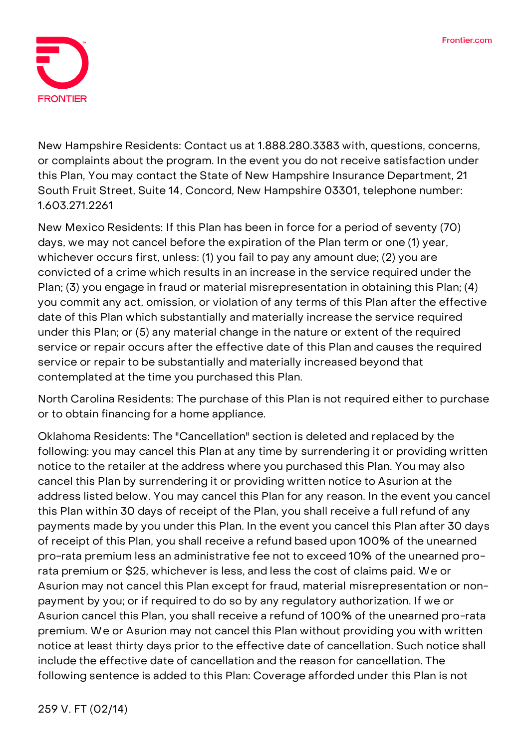New Hampshire Residents: Contact us at 1.888.280.3383 with, questions, concerns, or complaints about the program. In the event you do not receive satisfaction under this Plan, You may contact the State of New Hampshire Insurance Department, 21 South Fruit Street, Suite 14, Concord, New Hampshire 03301, telephone number: 1.603.271.2261

New Mexico Residents: If this Plan has been in force for a period of seventy (70) days, we may not cancel before the expiration of the Plan term or one (1) year, whichever occurs first, unless: (1) you fail to pay any amount due; (2) you are convicted of a crime which results in an increase in the service required under the Plan; (3) you engage in fraud or material misrepresentation in obtaining this Plan; (4) you commit any act, omission, or violation of any terms of this Plan after the effective date of this Plan which substantially and materially increase the service required under this Plan; or (5) any material change in the nature or extent of the required service or repair occurs after the effective date of this Plan and causes the required service or repair to be substantially and materially increased beyond that contemplated at the time you purchased this Plan.

North Carolina Residents: The purchase of this Plan is not required either to purchase or to obtain financing for a home appliance.

Oklahoma Residents: The "Cancellation" section is deleted and replaced by the following: you may cancel this Plan at any time by surrendering it or providing written notice to the retailer at the address where you purchased this Plan. You may also cancel this Plan by surrendering it or providing written notice to Asurion at the address listed below. You may cancel this Plan for any reason. In the event you cancel this Plan within 30 days of receipt of the Plan, you shall receive a full refund of any payments made by you under this Plan. In the event you cancel this Plan after 30 days of receipt of this Plan, you shall receive a refund based upon 100% of the unearned pro-rata premium less an administrative fee not to exceed 10% of the unearned pro-rata premium or $25, whichever is less, and less the cost of claims paid. We or Asurion may not cancel this Plan except for fraud, material misrepresentation or non-payment by you; or if required to do so by any regulatory authorization. If we or Asurion cancel this Plan, you shall receive a refund of 100% of the unearned pro-rata premium. We or Asurion may not cancel this Plan without providing you with written notice at least thirty days prior to the effective date of cancellation. Such notice shall include the effective date of cancellation and the reason for cancellation. The following sentence is added to this Plan: Coverage afforded under this Plan is not

259 V. FT (02/14)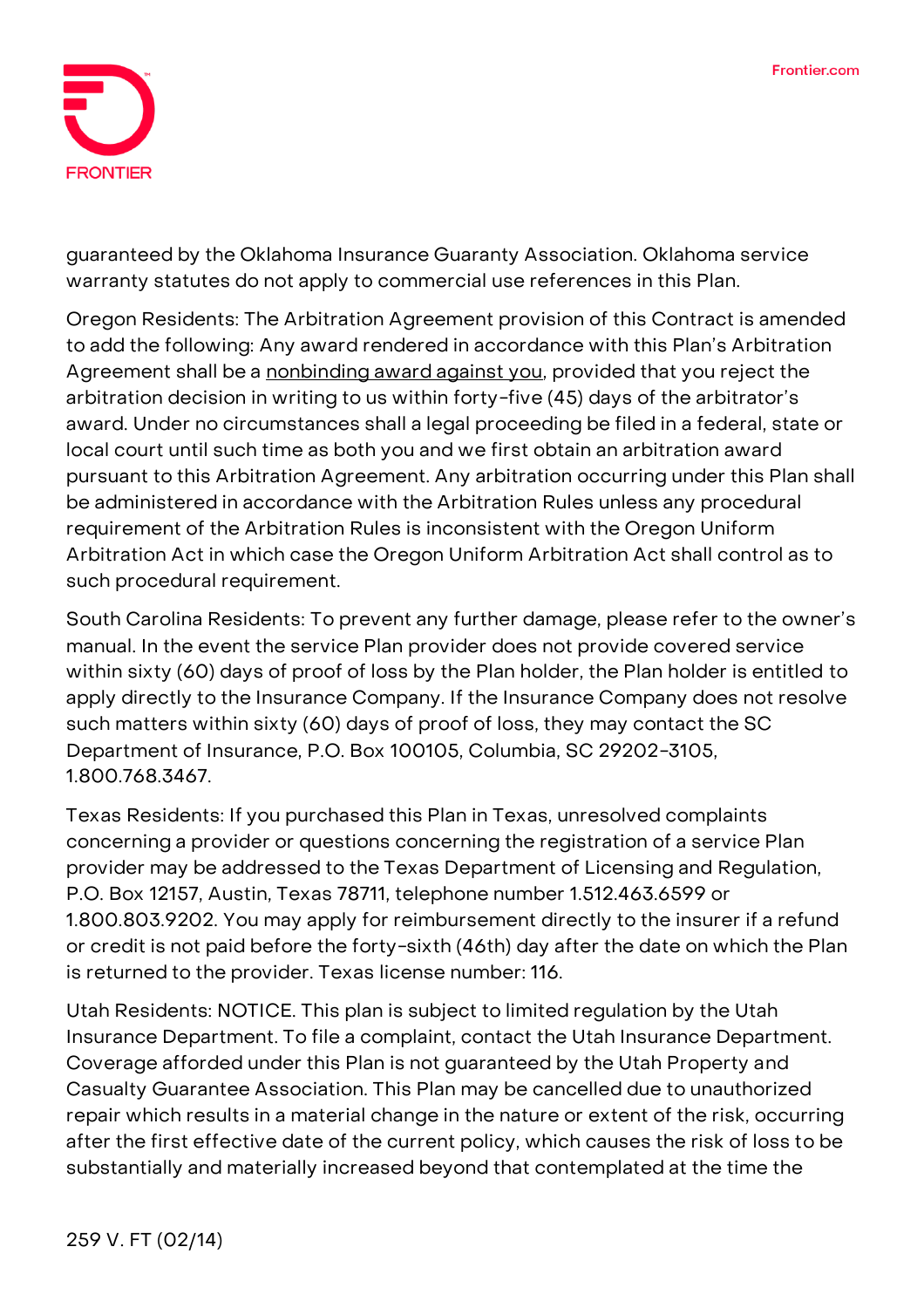guaranteed by the Oklahoma Insurance Guaranty Association. Oklahoma service warranty statutes do not apply to commercial use references in this Plan.

Oregon Residents: The Arbitration Agreement provision of this Contract is amended to add the following: Any award rendered in accordance with this Plan's Arbitration Agreement shall be a nonbinding award against you, provided that you reject the arbitration decision in writing to us within forty-five (45) days of the arbitrator's award. Under no circumstances shall a legal proceeding be filed in a federal, state or local court until such time as both you and we first obtain an arbitration award pursuant to this Arbitration Agreement. Any arbitration occurring under this Plan shall be administered in accordance with the Arbitration Rules unless any procedural requirement of the Arbitration Rules is inconsistent with the Oregon Uniform Arbitration Act in which case the Oregon Uniform Arbitration Act shall control as to such procedural requirement.

South Carolina Residents: To prevent any further damage, please refer to the owner's manual. In the event the service Plan provider does not provide covered service within sixty (60) days of proof of loss by the Plan holder, the Plan holder is entitled to apply directly to the Insurance Company. If the Insurance Company does not resolve such matters within sixty (60) days of proof of loss, they may contact the SC Department of Insurance, P.O. Box 100105, Columbia, SC 29202-3105, 1.800.768.3467.

Texas Residents: If you purchased this Plan in Texas, unresolved complaints concerning a provider or questions concerning the registration of a service Plan provider may be addressed to the Texas Department of Licensing and Regulation, P.O. Box 12157, Austin, Texas 78711, telephone number 1.512.463.6599 or 1.800.803.9202. You may apply for reimbursement directly to the insurer if a refund or credit is not paid before the forty-sixth (46th) day after the date on which the Plan is returned to the provider. Texas license number: 116.

Utah Residents: NOTICE. This plan is subject to limited regulation by the Utah Insurance Department. To file a complaint, contact the Utah Insurance Department. Coverage afforded under this Plan is not guaranteed by the Utah Property and Casualty Guarantee Association. This Plan may be cancelled due to unauthorized repair which results in a material change in the nature or extent of the risk, occurring after the first effective date of the current policy, which causes the risk of loss to be substantially and materially increased beyond that contemplated at the time the

259 V. FT (02/14)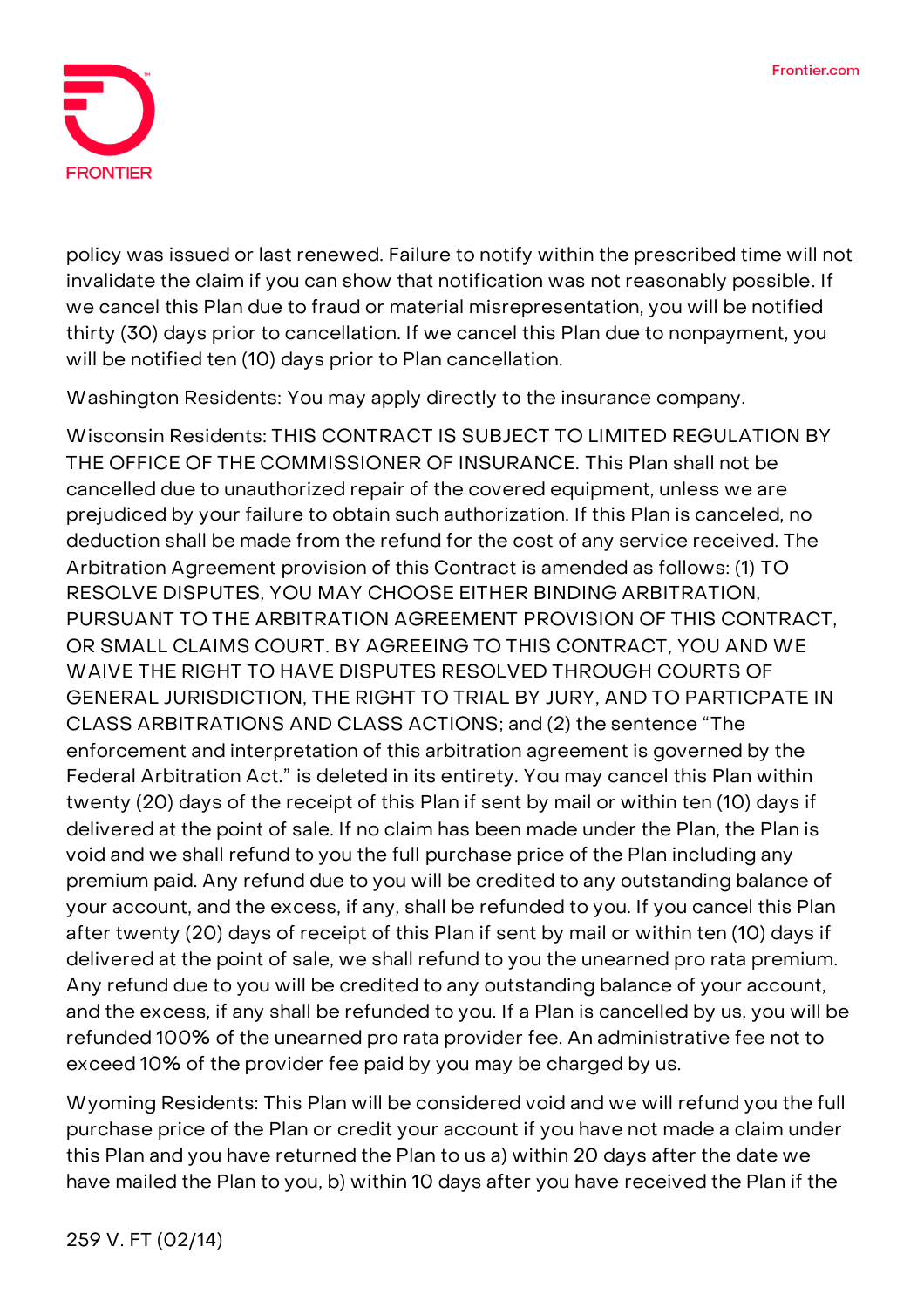policy was issued or last renewed. Failure to notify within the prescribed time will not invalidate the claim if you can show that notification was not reasonably possible. If we cancel this Plan due to fraud or material misrepresentation, you will be notified thirty (30) days prior to cancellation. If we cancel this Plan due to nonpayment, you will be notified ten (10) days prior to Plan cancellation.

Washington Residents: You may apply directly to the insurance company.

Wisconsin Residents: THIS CONTRACT IS SUBJECT TO LIMITED REGULATION BY THE OFFICE OF THE COMMISSIONER OF INSURANCE. This Plan shall not be cancelled due to unauthorized repair of the covered equipment, unless we are prejudiced by your failure to obtain such authorization. If this Plan is canceled, no deduction shall be made from the refund for the cost of any service received. The Arbitration Agreement provision of this Contract is amended as follows: (1) TO RESOLVE DISPUTES, YOU MAY CHOOSE EITHER BINDING ARBITRATION, PURSUANT TO THE ARBITRATION AGREEMENT PROVISION OF THIS CONTRACT, OR SMALL CLAIMS COURT. BY AGREEING TO THIS CONTRACT, YOU AND WE WAIVE THE RIGHT TO HAVE DISPUTES RESOLVED THROUGH COURTS OF GENERAL JURISDICTION, THE RIGHT TO TRIAL BY JURY, AND TO PARTICPATE IN CLASS ARBITRATIONS AND CLASS ACTIONS; and (2) the sentence "The enforcement and interpretation of this arbitration agreement is governed by the Federal Arbitration Act." is deleted in its entirety. You may cancel this Plan within twenty (20) days of the receipt of this Plan if sent by mail or within ten (10) days if delivered at the point of sale. If no claim has been made under the Plan, the Plan is void and we shall refund to you the full purchase price of the Plan including any premium paid. Any refund due to you will be credited to any outstanding balance of your account, and the excess, if any, shall be refunded to you. If you cancel this Plan after twenty (20) days of receipt of this Plan if sent by mail or within ten (10) days if delivered at the point of sale, we shall refund to you the unearned pro rata premium. Any refund due to you will be credited to any outstanding balance of your account, and the excess, if any shall be refunded to you. If a Plan is cancelled by us, you will be refunded 100% of the unearned pro rata provider fee. An administrative fee not to exceed 10% of the provider fee paid by you may be charged by us.

Wyoming Residents: This Plan will be considered void and we will refund you the full purchase price of the Plan or credit your account if you have not made a claim under this Plan and you have returned the Plan to us a) within 20 days after the date we have mailed the Plan to you, b) within 10 days after you have received the Plan if the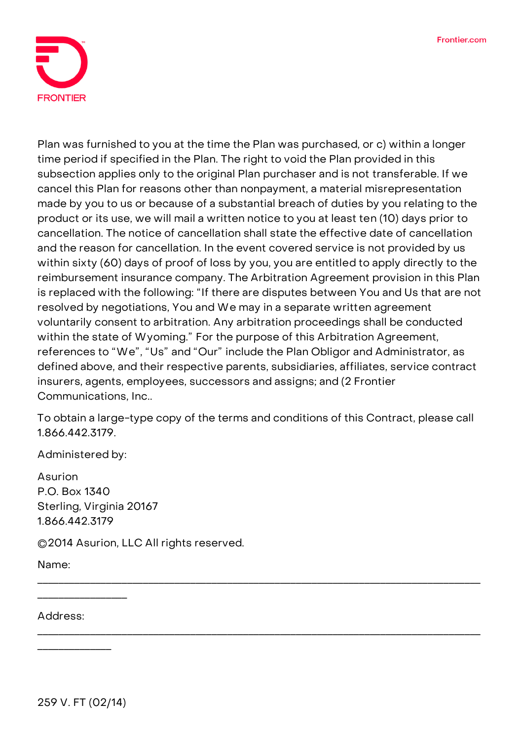Plan was furnished to you at the time the Plan was purchased, or c) within a longer time period if specified in the Plan. The right to void the Plan provided in this subsection applies only to the original Plan purchaser and is not transferable. If we cancel this Plan for reasons other than nonpayment, a material misrepresentation made by you to us or because of a substantial breach of duties by you relating to the product or its use, we will mail a written notice to you at least ten (10) days prior to cancellation. The notice of cancellation shall state the effective date of cancellation and the reason for cancellation. In the event covered service is not provided by us within sixty (60) days of proof of loss by you, you are entitled to apply directly to the reimbursement insurance company. The Arbitration Agreement provision in this Plan is replaced with the following: "If there are disputes between You and Us that are not resolved by negotiations, You and We may in a separate written agreement voluntarily consent to arbitration. Any arbitration proceedings shall be conducted within the state of Wyoming." For the purpose of this Arbitration Agreement, references to "We", "Us" and "Our" include the Plan Obligor and Administrator, as defined above, and their respective parents, subsidiaries, affiliates, service contract insurers, agents, employees, successors and assigns; and (2 Frontier Communications, Inc..

To obtain a large-type copy of the terms and conditions of this Contract, please call 1.866.442.3179.

Administered by:

Asurion
P.O. Box 1340
Sterling, Virginia 20167
1.866.442.3179

©2014 Asurion, LLC All rights reserved.

Name: ______________________________________________________________________________________

Address: ____________________________________________________________________________________

259 V. FT (02/14)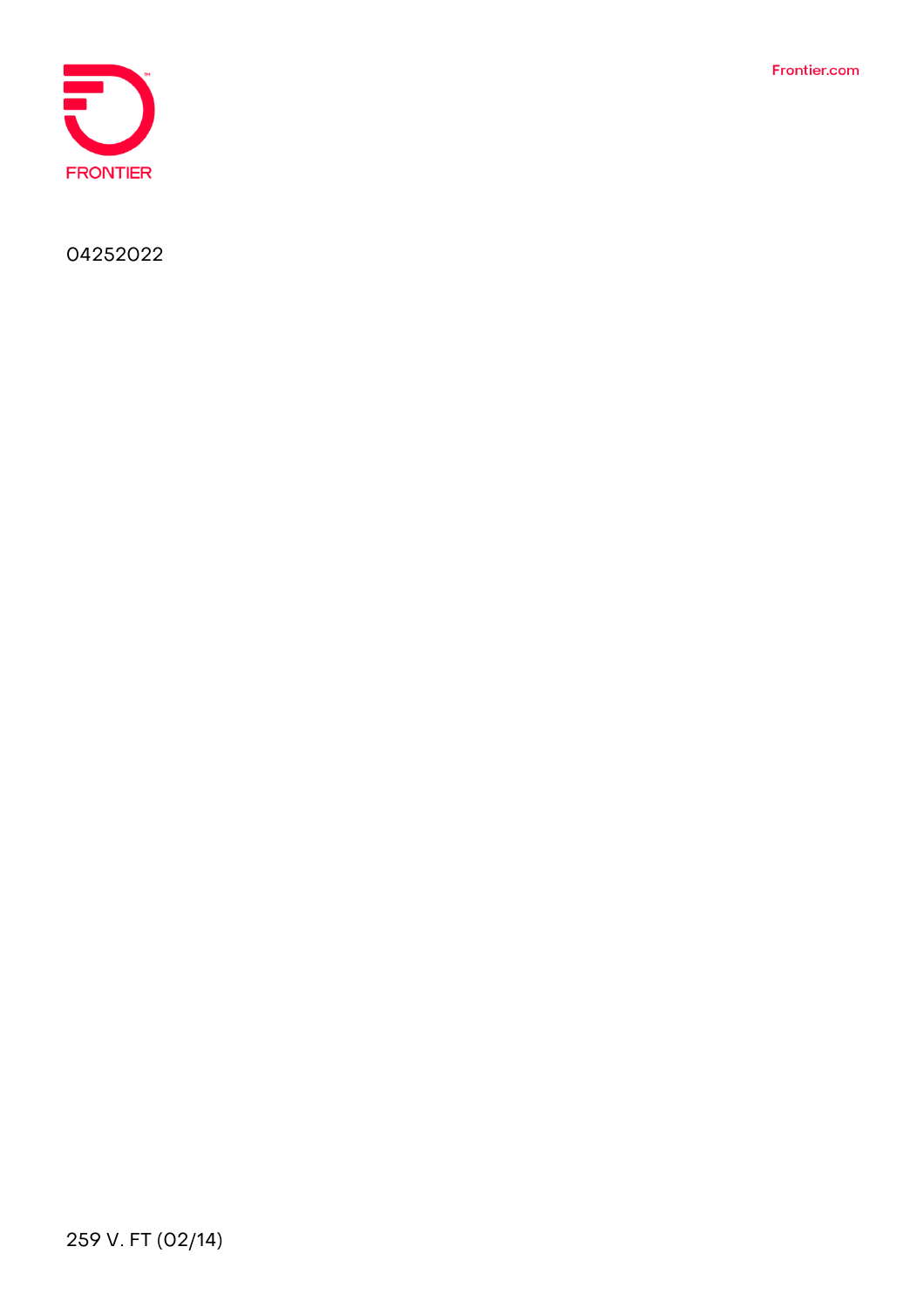FRONTIER

Frontier.com

04252022

259 V. FT (02/14)